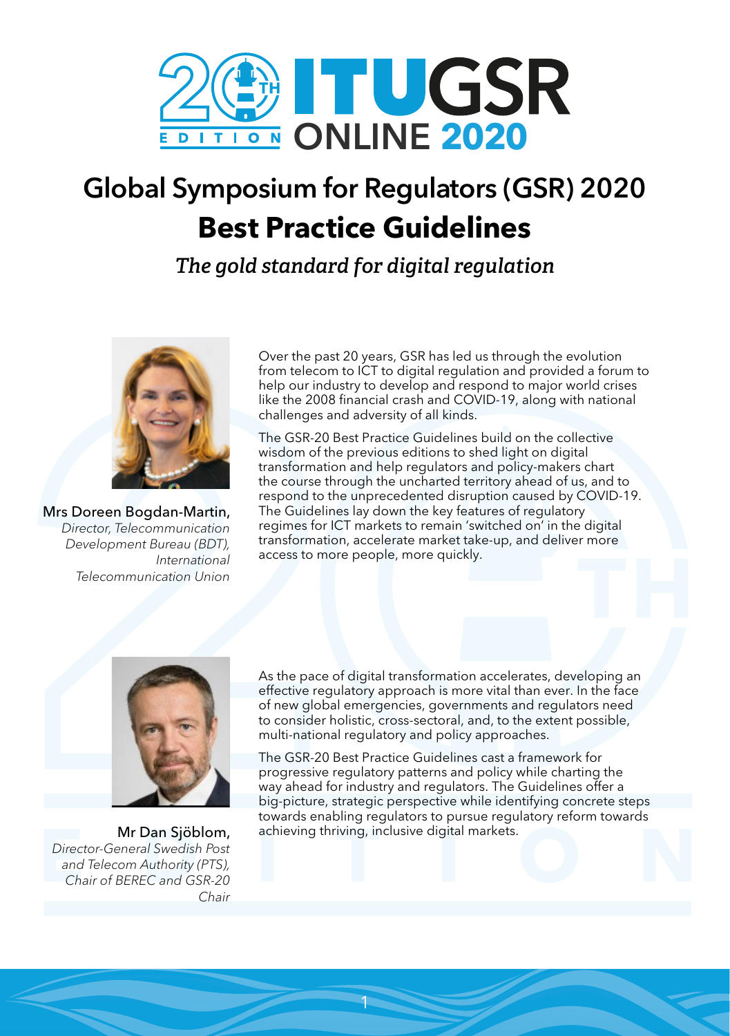# Global Symposium for Regulators (GSR) 2020

# Best Practice Guidelines

*The gold standard for digital regulation*

Mrs Doreen Bogdan-Martin,
*Director, Telecommunication Development Bureau (BDT), International Telecommunication Union*

Over the past 20 years, GSR has led us through the evolution from telecom to ICT to digital regulation and provided a forum to help our industry to develop and respond to major world crises like the 2008 financial crash and COVID-19, along with national challenges and adversity of all kinds.

The GSR-20 Best Practice Guidelines build on the collective wisdom of the previous editions to shed light on digital transformation and help regulators and policy-makers chart the course through the uncharted territory ahead of us, and to respond to the unprecedented disruption caused by COVID-19. The Guidelines lay down the key features of regulatory regimes for ICT markets to remain 'switched on' in the digital transformation, accelerate market take-up, and deliver more access to more people, more quickly.

Mr Dan Sjöblom,
*Director-General Swedish Post and Telecom Authority (PTS), Chair of BEREC and GSR-20 Chair*

As the pace of digital transformation accelerates, developing an effective regulatory approach is more vital than ever. In the face of new global emergencies, governments and regulators need to consider holistic, cross-sectoral, and, to the extent possible, multi-national regulatory and policy approaches.

The GSR-20 Best Practice Guidelines cast a framework for progressive regulatory patterns and policy while charting the way ahead for industry and regulators. The Guidelines offer a big-picture, strategic perspective while identifying concrete steps towards enabling regulators to pursue regulatory reform towards achieving thriving, inclusive digital markets.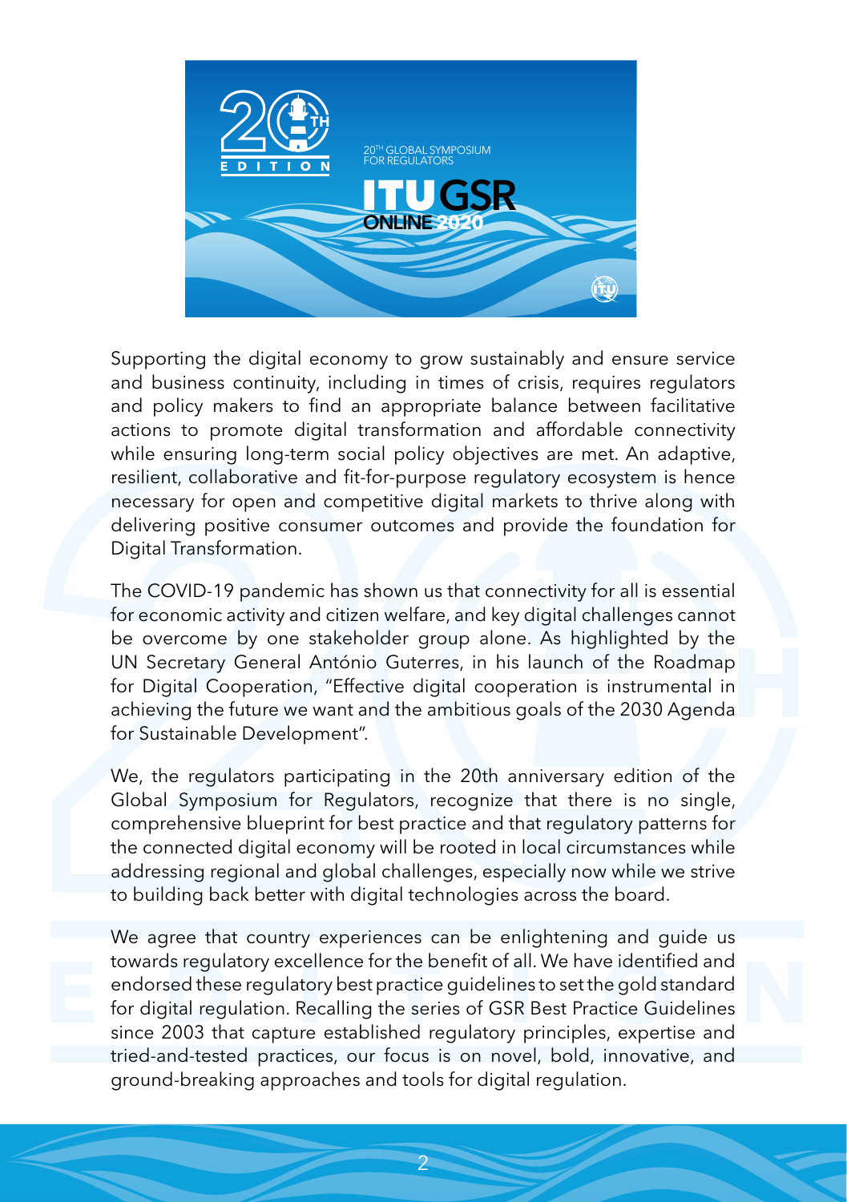Supporting the digital economy to grow sustainably and ensure service and business continuity, including in times of crisis, requires regulators and policy makers to find an appropriate balance between facilitative actions to promote digital transformation and affordable connectivity while ensuring long-term social policy objectives are met. An adaptive, resilient, collaborative and fit-for-purpose regulatory ecosystem is hence necessary for open and competitive digital markets to thrive along with delivering positive consumer outcomes and provide the foundation for Digital Transformation.

The COVID-19 pandemic has shown us that connectivity for all is essential for economic activity and citizen welfare, and key digital challenges cannot be overcome by one stakeholder group alone. As highlighted by the UN Secretary General António Guterres, in his launch of the Roadmap for Digital Cooperation, "Effective digital cooperation is instrumental in achieving the future we want and the ambitious goals of the 2030 Agenda for Sustainable Development".

We, the regulators participating in the 20th anniversary edition of the Global Symposium for Regulators, recognize that there is no single, comprehensive blueprint for best practice and that regulatory patterns for the connected digital economy will be rooted in local circumstances while addressing regional and global challenges, especially now while we strive to building back better with digital technologies across the board.

We agree that country experiences can be enlightening and guide us towards regulatory excellence for the benefit of all. We have identified and endorsed these regulatory best practice guidelines to set the gold standard for digital regulation. Recalling the series of GSR Best Practice Guidelines since 2003 that capture established regulatory principles, expertise and tried-and-tested practices, our focus is on novel, bold, innovative, and ground-breaking approaches and tools for digital regulation.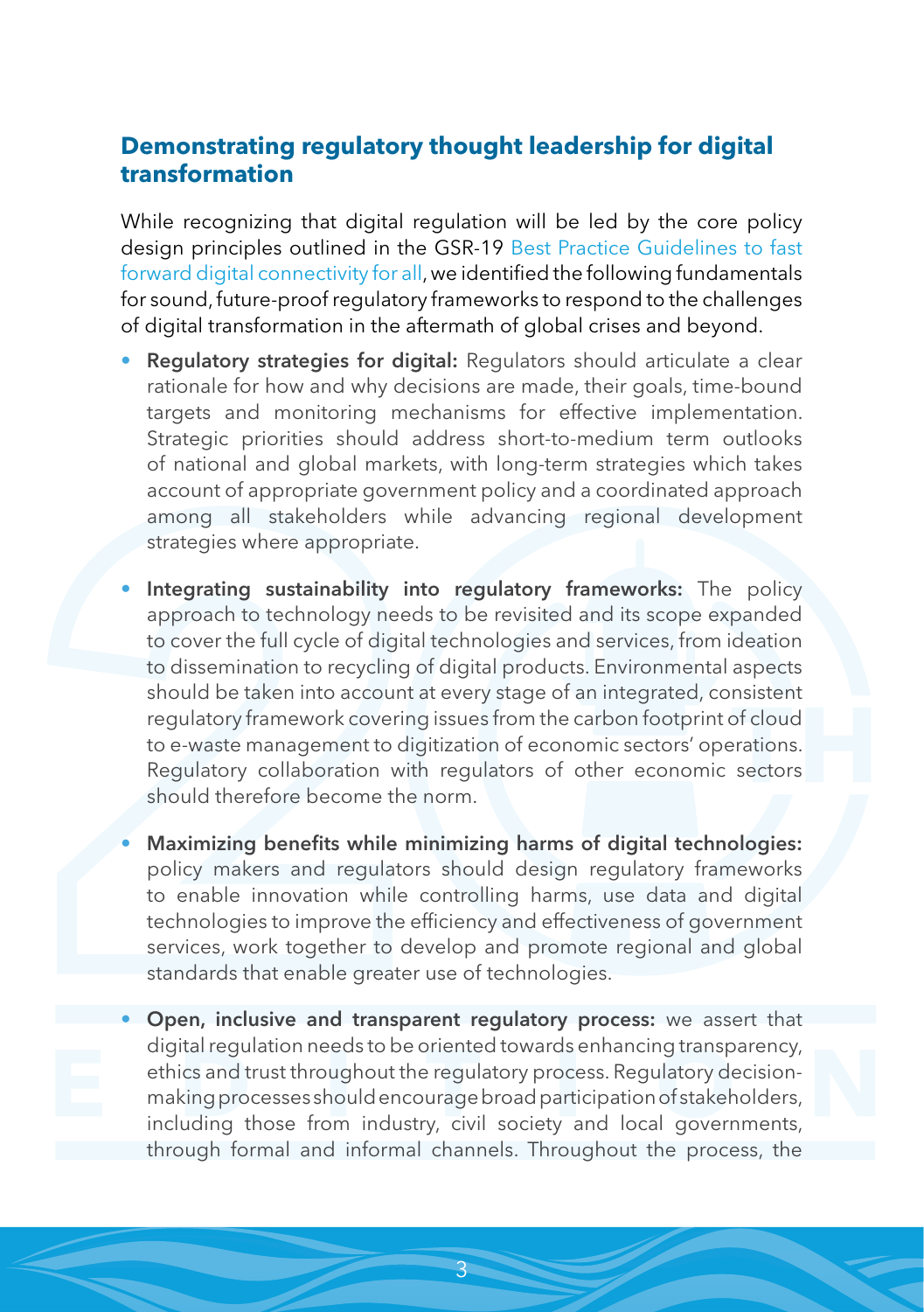## Demonstrating regulatory thought leadership for digital transformation

While recognizing that digital regulation will be led by the core policy design principles outlined in the GSR-19 Best Practice Guidelines to fast forward digital connectivity for all, we identified the following fundamentals for sound, future-proof regulatory frameworks to respond to the challenges of digital transformation in the aftermath of global crises and beyond.

- **Regulatory strategies for digital:** Regulators should articulate a clear rationale for how and why decisions are made, their goals, time-bound targets and monitoring mechanisms for effective implementation. Strategic priorities should address short-to-medium term outlooks of national and global markets, with long-term strategies which takes account of appropriate government policy and a coordinated approach among all stakeholders while advancing regional development strategies where appropriate.

- **Integrating sustainability into regulatory frameworks:** The policy approach to technology needs to be revisited and its scope expanded to cover the full cycle of digital technologies and services, from ideation to dissemination to recycling of digital products. Environmental aspects should be taken into account at every stage of an integrated, consistent regulatory framework covering issues from the carbon footprint of cloud to e-waste management to digitization of economic sectors' operations. Regulatory collaboration with regulators of other economic sectors should therefore become the norm.

- **Maximizing benefits while minimizing harms of digital technologies:** policy makers and regulators should design regulatory frameworks to enable innovation while controlling harms, use data and digital technologies to improve the efficiency and effectiveness of government services, work together to develop and promote regional and global standards that enable greater use of technologies.

- **Open, inclusive and transparent regulatory process:** we assert that digital regulation needs to be oriented towards enhancing transparency, ethics and trust throughout the regulatory process. Regulatory decision-making processes should encourage broad participation of stakeholders, including those from industry, civil society and local governments, through formal and informal channels. Throughout the process, the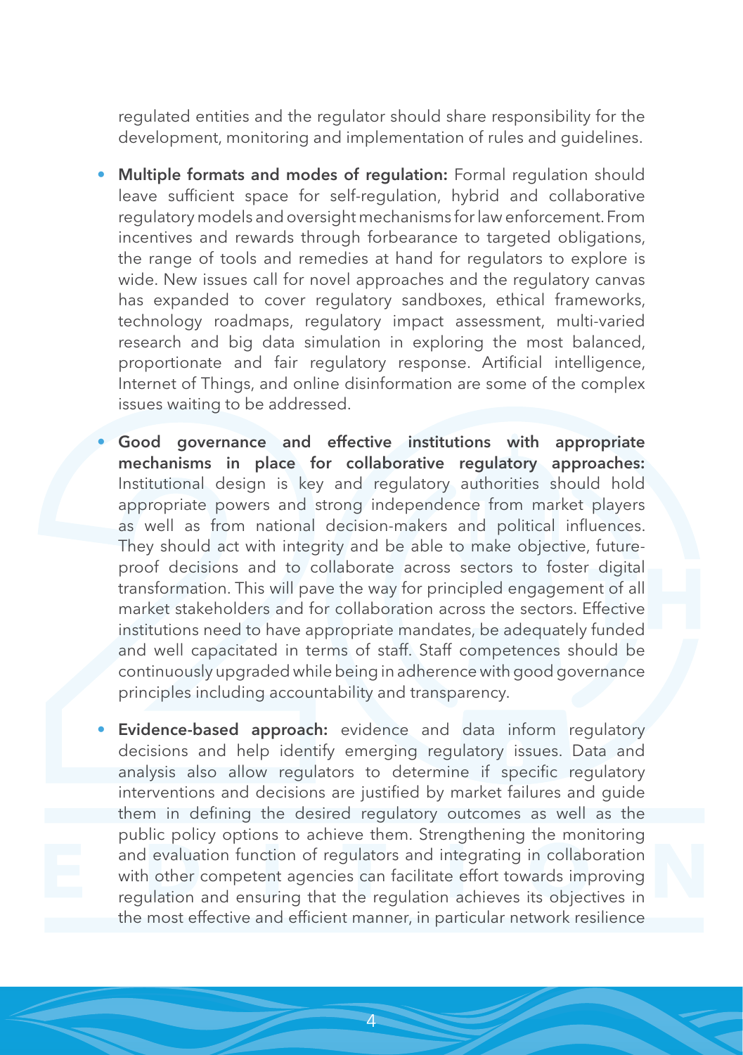regulated entities and the regulator should share responsibility for the development, monitoring and implementation of rules and guidelines.

- **Multiple formats and modes of regulation:** Formal regulation should leave sufficient space for self-regulation, hybrid and collaborative regulatory models and oversight mechanisms for law enforcement. From incentives and rewards through forbearance to targeted obligations, the range of tools and remedies at hand for regulators to explore is wide. New issues call for novel approaches and the regulatory canvas has expanded to cover regulatory sandboxes, ethical frameworks, technology roadmaps, regulatory impact assessment, multi-varied research and big data simulation in exploring the most balanced, proportionate and fair regulatory response. Artificial intelligence, Internet of Things, and online disinformation are some of the complex issues waiting to be addressed.

- **Good governance and effective institutions with appropriate mechanisms in place for collaborative regulatory approaches:** Institutional design is key and regulatory authorities should hold appropriate powers and strong independence from market players as well as from national decision-makers and political influences. They should act with integrity and be able to make objective, future-proof decisions and to collaborate across sectors to foster digital transformation. This will pave the way for principled engagement of all market stakeholders and for collaboration across the sectors. Effective institutions need to have appropriate mandates, be adequately funded and well capacitated in terms of staff. Staff competences should be continuously upgraded while being in adherence with good governance principles including accountability and transparency.

- **Evidence-based approach:** evidence and data inform regulatory decisions and help identify emerging regulatory issues. Data and analysis also allow regulators to determine if specific regulatory interventions and decisions are justified by market failures and guide them in defining the desired regulatory outcomes as well as the public policy options to achieve them. Strengthening the monitoring and evaluation function of regulators and integrating in collaboration with other competent agencies can facilitate effort towards improving regulation and ensuring that the regulation achieves its objectives in the most effective and efficient manner, in particular network resilience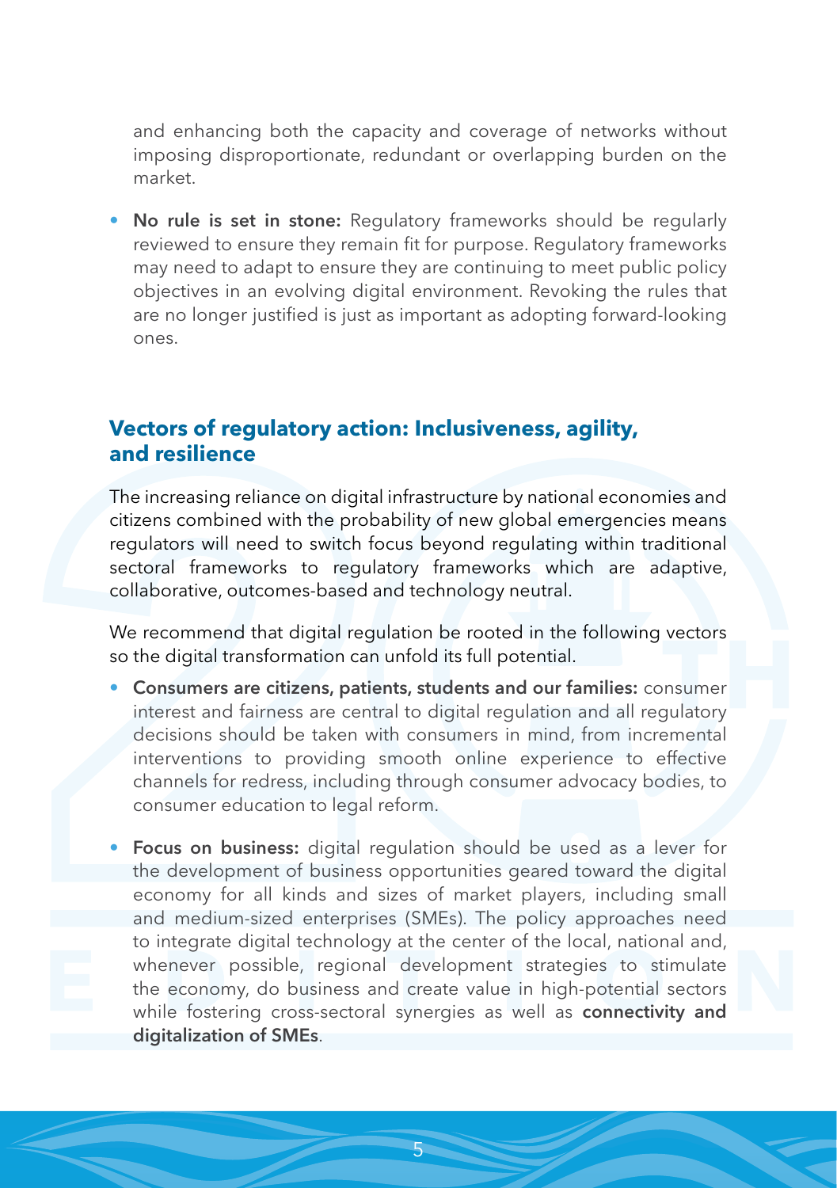and enhancing both the capacity and coverage of networks without imposing disproportionate, redundant or overlapping burden on the market.

- **No rule is set in stone:** Regulatory frameworks should be regularly reviewed to ensure they remain fit for purpose. Regulatory frameworks may need to adapt to ensure they are continuing to meet public policy objectives in an evolving digital environment. Revoking the rules that are no longer justified is just as important as adopting forward-looking ones.

## Vectors of regulatory action: Inclusiveness, agility, and resilience

The increasing reliance on digital infrastructure by national economies and citizens combined with the probability of new global emergencies means regulators will need to switch focus beyond regulating within traditional sectoral frameworks to regulatory frameworks which are adaptive, collaborative, outcomes-based and technology neutral.

We recommend that digital regulation be rooted in the following vectors so the digital transformation can unfold its full potential.

- **Consumers are citizens, patients, students and our families:** consumer interest and fairness are central to digital regulation and all regulatory decisions should be taken with consumers in mind, from incremental interventions to providing smooth online experience to effective channels for redress, including through consumer advocacy bodies, to consumer education to legal reform.

- **Focus on business:** digital regulation should be used as a lever for the development of business opportunities geared toward the digital economy for all kinds and sizes of market players, including small and medium-sized enterprises (SMEs). The policy approaches need to integrate digital technology at the center of the local, national and, whenever possible, regional development strategies to stimulate the economy, do business and create value in high-potential sectors while fostering cross-sectoral synergies as well as **connectivity and digitalization of SMEs**.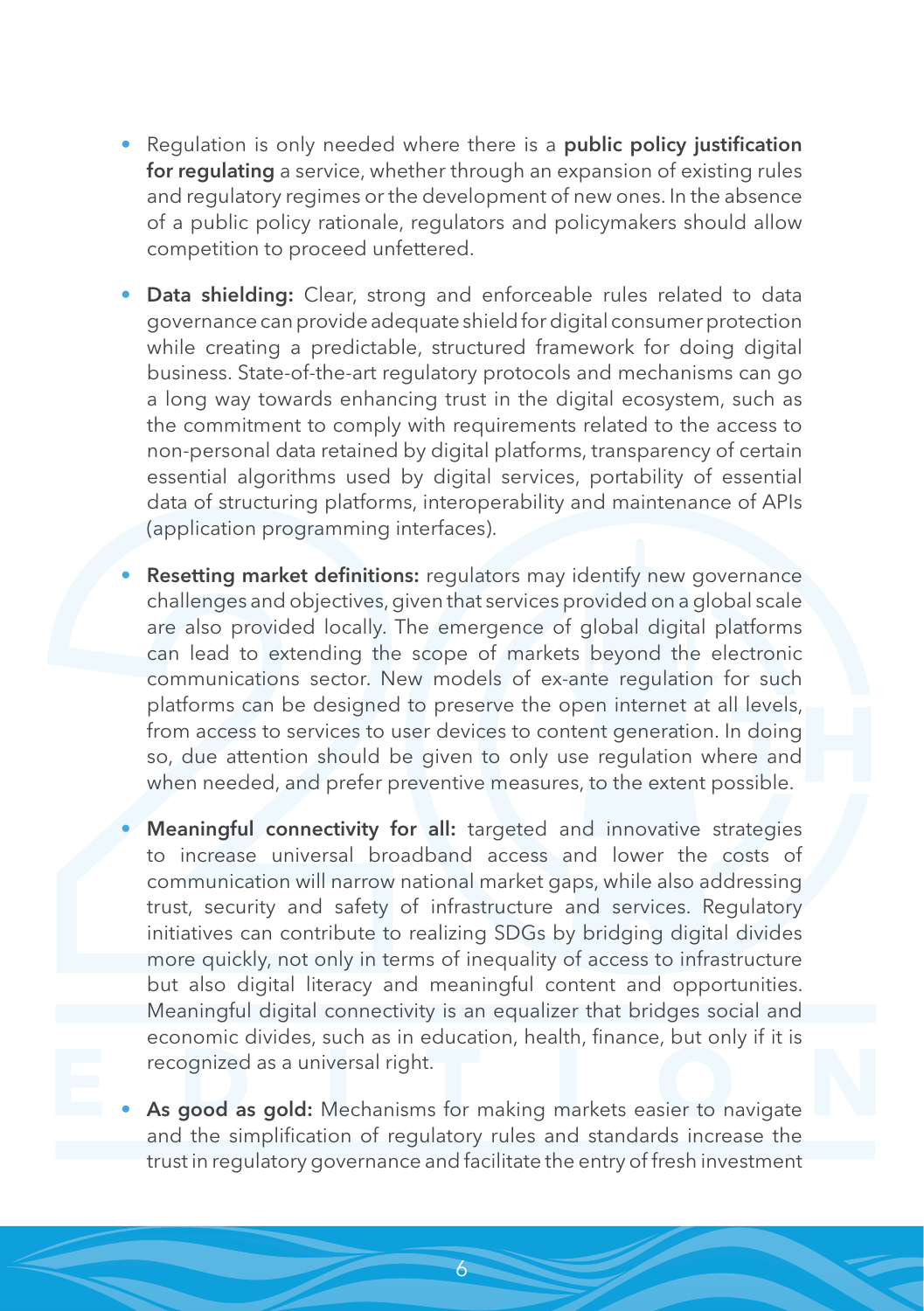- Regulation is only needed where there is a **public policy justification for regulating** a service, whether through an expansion of existing rules and regulatory regimes or the development of new ones. In the absence of a public policy rationale, regulators and policymakers should allow competition to proceed unfettered.

- **Data shielding:** Clear, strong and enforceable rules related to data governance can provide adequate shield for digital consumer protection while creating a predictable, structured framework for doing digital business. State-of-the-art regulatory protocols and mechanisms can go a long way towards enhancing trust in the digital ecosystem, such as the commitment to comply with requirements related to the access to non-personal data retained by digital platforms, transparency of certain essential algorithms used by digital services, portability of essential data of structuring platforms, interoperability and maintenance of APIs (application programming interfaces).

- **Resetting market definitions:** regulators may identify new governance challenges and objectives, given that services provided on a global scale are also provided locally. The emergence of global digital platforms can lead to extending the scope of markets beyond the electronic communications sector. New models of ex-ante regulation for such platforms can be designed to preserve the open internet at all levels, from access to services to user devices to content generation. In doing so, due attention should be given to only use regulation where and when needed, and prefer preventive measures, to the extent possible.

- **Meaningful connectivity for all:** targeted and innovative strategies to increase universal broadband access and lower the costs of communication will narrow national market gaps, while also addressing trust, security and safety of infrastructure and services. Regulatory initiatives can contribute to realizing SDGs by bridging digital divides more quickly, not only in terms of inequality of access to infrastructure but also digital literacy and meaningful content and opportunities. Meaningful digital connectivity is an equalizer that bridges social and economic divides, such as in education, health, finance, but only if it is recognized as a universal right.

- **As good as gold:** Mechanisms for making markets easier to navigate and the simplification of regulatory rules and standards increase the trust in regulatory governance and facilitate the entry of fresh investment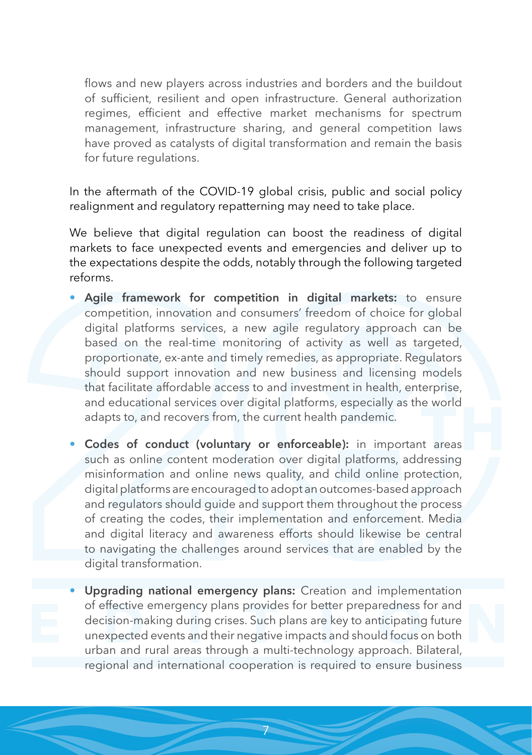flows and new players across industries and borders and the buildout of sufficient, resilient and open infrastructure. General authorization regimes, efficient and effective market mechanisms for spectrum management, infrastructure sharing, and general competition laws have proved as catalysts of digital transformation and remain the basis for future regulations.

In the aftermath of the COVID-19 global crisis, public and social policy realignment and regulatory repatterning may need to take place.

We believe that digital regulation can boost the readiness of digital markets to face unexpected events and emergencies and deliver up to the expectations despite the odds, notably through the following targeted reforms.

- **Agile framework for competition in digital markets:** to ensure competition, innovation and consumers' freedom of choice for global digital platforms services, a new agile regulatory approach can be based on the real-time monitoring of activity as well as targeted, proportionate, ex-ante and timely remedies, as appropriate. Regulators should support innovation and new business and licensing models that facilitate affordable access to and investment in health, enterprise, and educational services over digital platforms, especially as the world adapts to, and recovers from, the current health pandemic.

- **Codes of conduct (voluntary or enforceable):** in important areas such as online content moderation over digital platforms, addressing misinformation and online news quality, and child online protection, digital platforms are encouraged to adopt an outcomes-based approach and regulators should guide and support them throughout the process of creating the codes, their implementation and enforcement. Media and digital literacy and awareness efforts should likewise be central to navigating the challenges around services that are enabled by the digital transformation.

- **Upgrading national emergency plans:** Creation and implementation of effective emergency plans provides for better preparedness for and decision-making during crises. Such plans are key to anticipating future unexpected events and their negative impacts and should focus on both urban and rural areas through a multi-technology approach. Bilateral, regional and international cooperation is required to ensure business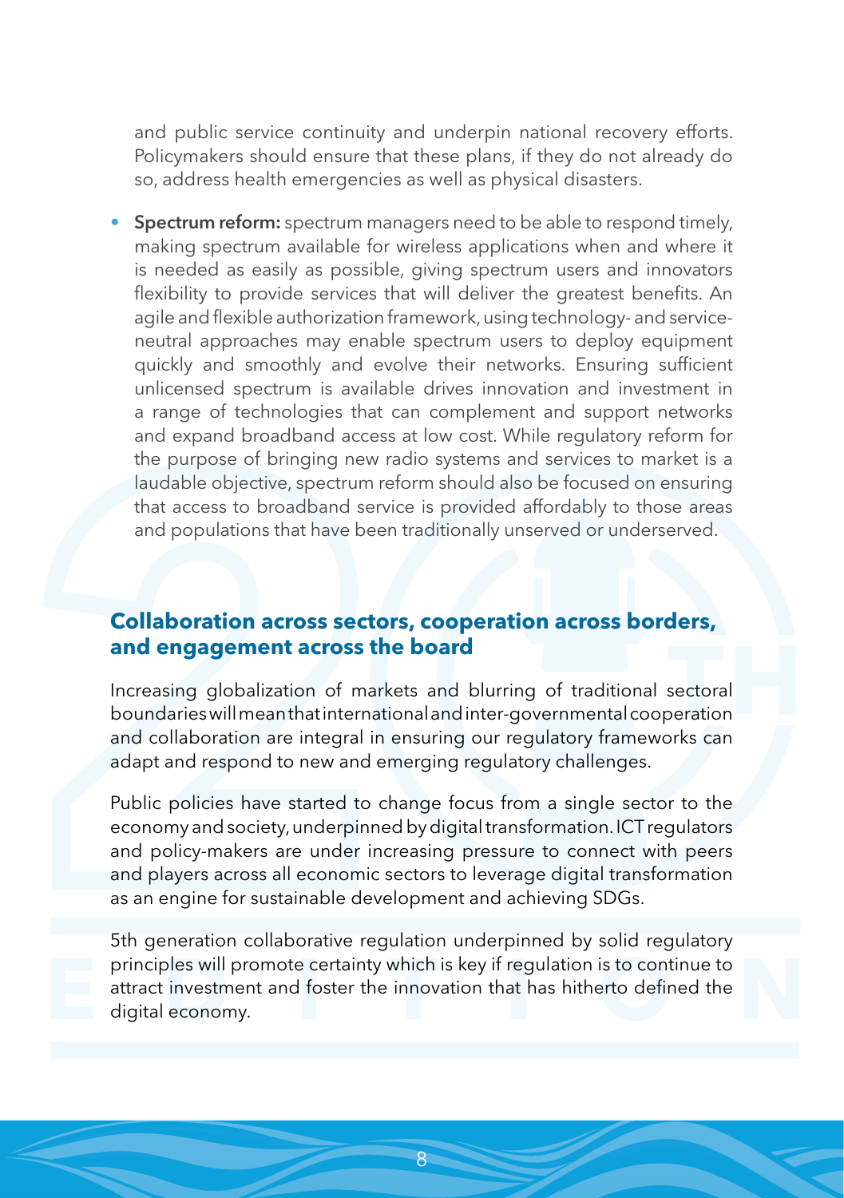and public service continuity and underpin national recovery efforts. Policymakers should ensure that these plans, if they do not already do so, address health emergencies as well as physical disasters.

- **Spectrum reform:** spectrum managers need to be able to respond timely, making spectrum available for wireless applications when and where it is needed as easily as possible, giving spectrum users and innovators flexibility to provide services that will deliver the greatest benefits. An agile and flexible authorization framework, using technology- and service-neutral approaches may enable spectrum users to deploy equipment quickly and smoothly and evolve their networks. Ensuring sufficient unlicensed spectrum is available drives innovation and investment in a range of technologies that can complement and support networks and expand broadband access at low cost. While regulatory reform for the purpose of bringing new radio systems and services to market is a laudable objective, spectrum reform should also be focused on ensuring that access to broadband service is provided affordably to those areas and populations that have been traditionally unserved or underserved.

## Collaboration across sectors, cooperation across borders, and engagement across the board

Increasing globalization of markets and blurring of traditional sectoral boundaries will mean that international and inter-governmental cooperation and collaboration are integral in ensuring our regulatory frameworks can adapt and respond to new and emerging regulatory challenges.

Public policies have started to change focus from a single sector to the economy and society, underpinned by digital transformation. ICT regulators and policy-makers are under increasing pressure to connect with peers and players across all economic sectors to leverage digital transformation as an engine for sustainable development and achieving SDGs.

5th generation collaborative regulation underpinned by solid regulatory principles will promote certainty which is key if regulation is to continue to attract investment and foster the innovation that has hitherto defined the digital economy.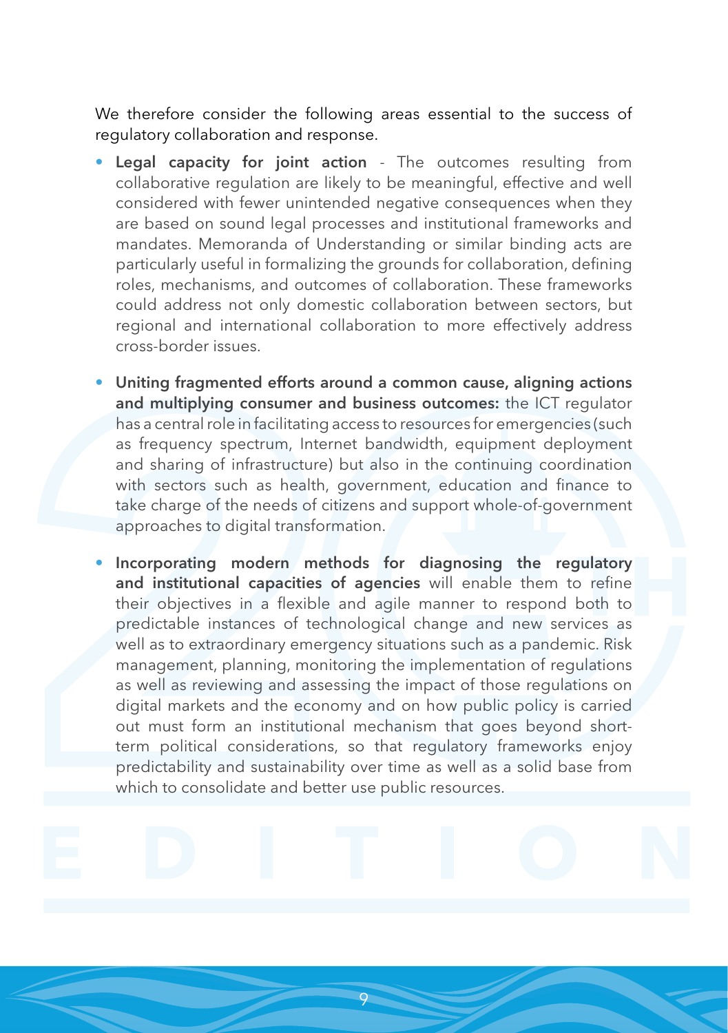We therefore consider the following areas essential to the success of regulatory collaboration and response.

- **Legal capacity for joint action** - The outcomes resulting from collaborative regulation are likely to be meaningful, effective and well considered with fewer unintended negative consequences when they are based on sound legal processes and institutional frameworks and mandates. Memoranda of Understanding or similar binding acts are particularly useful in formalizing the grounds for collaboration, defining roles, mechanisms, and outcomes of collaboration. These frameworks could address not only domestic collaboration between sectors, but regional and international collaboration to more effectively address cross-border issues.

- **Uniting fragmented efforts around a common cause, aligning actions and multiplying consumer and business outcomes:** the ICT regulator has a central role in facilitating access to resources for emergencies (such as frequency spectrum, Internet bandwidth, equipment deployment and sharing of infrastructure) but also in the continuing coordination with sectors such as health, government, education and finance to take charge of the needs of citizens and support whole-of-government approaches to digital transformation.

- **Incorporating modern methods for diagnosing the regulatory and institutional capacities of agencies** will enable them to refine their objectives in a flexible and agile manner to respond both to predictable instances of technological change and new services as well as to extraordinary emergency situations such as a pandemic. Risk management, planning, monitoring the implementation of regulations as well as reviewing and assessing the impact of those regulations on digital markets and the economy and on how public policy is carried out must form an institutional mechanism that goes beyond short-term political considerations, so that regulatory frameworks enjoy predictability and sustainability over time as well as a solid base from which to consolidate and better use public resources.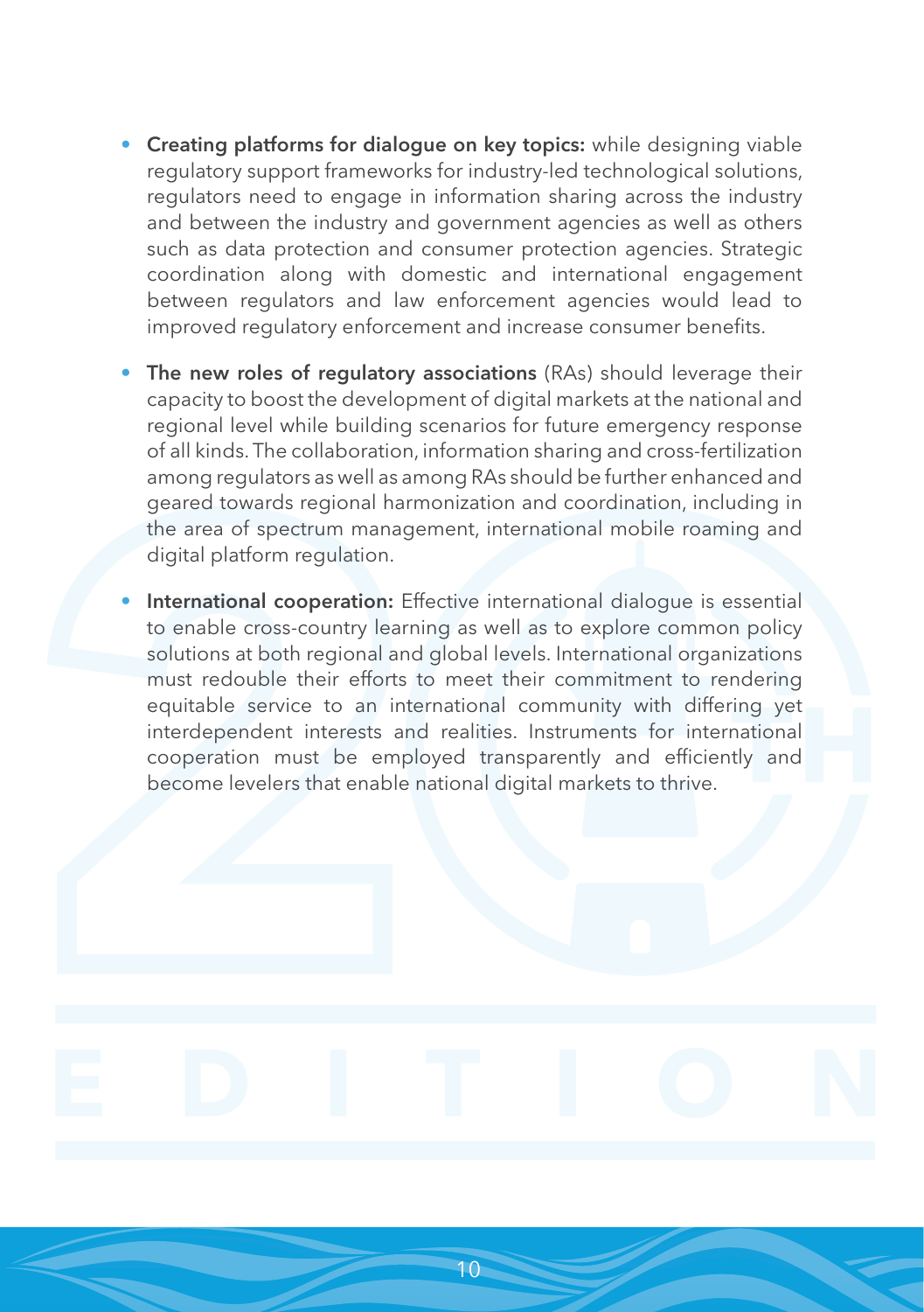- **Creating platforms for dialogue on key topics:** while designing viable regulatory support frameworks for industry-led technological solutions, regulators need to engage in information sharing across the industry and between the industry and government agencies as well as others such as data protection and consumer protection agencies. Strategic coordination along with domestic and international engagement between regulators and law enforcement agencies would lead to improved regulatory enforcement and increase consumer benefits.

- **The new roles of regulatory associations** (RAs) should leverage their capacity to boost the development of digital markets at the national and regional level while building scenarios for future emergency response of all kinds. The collaboration, information sharing and cross-fertilization among regulators as well as among RAs should be further enhanced and geared towards regional harmonization and coordination, including in the area of spectrum management, international mobile roaming and digital platform regulation.

- **International cooperation:** Effective international dialogue is essential to enable cross-country learning as well as to explore common policy solutions at both regional and global levels. International organizations must redouble their efforts to meet their commitment to rendering equitable service to an international community with differing yet interdependent interests and realities. Instruments for international cooperation must be employed transparently and efficiently and become levelers that enable national digital markets to thrive.